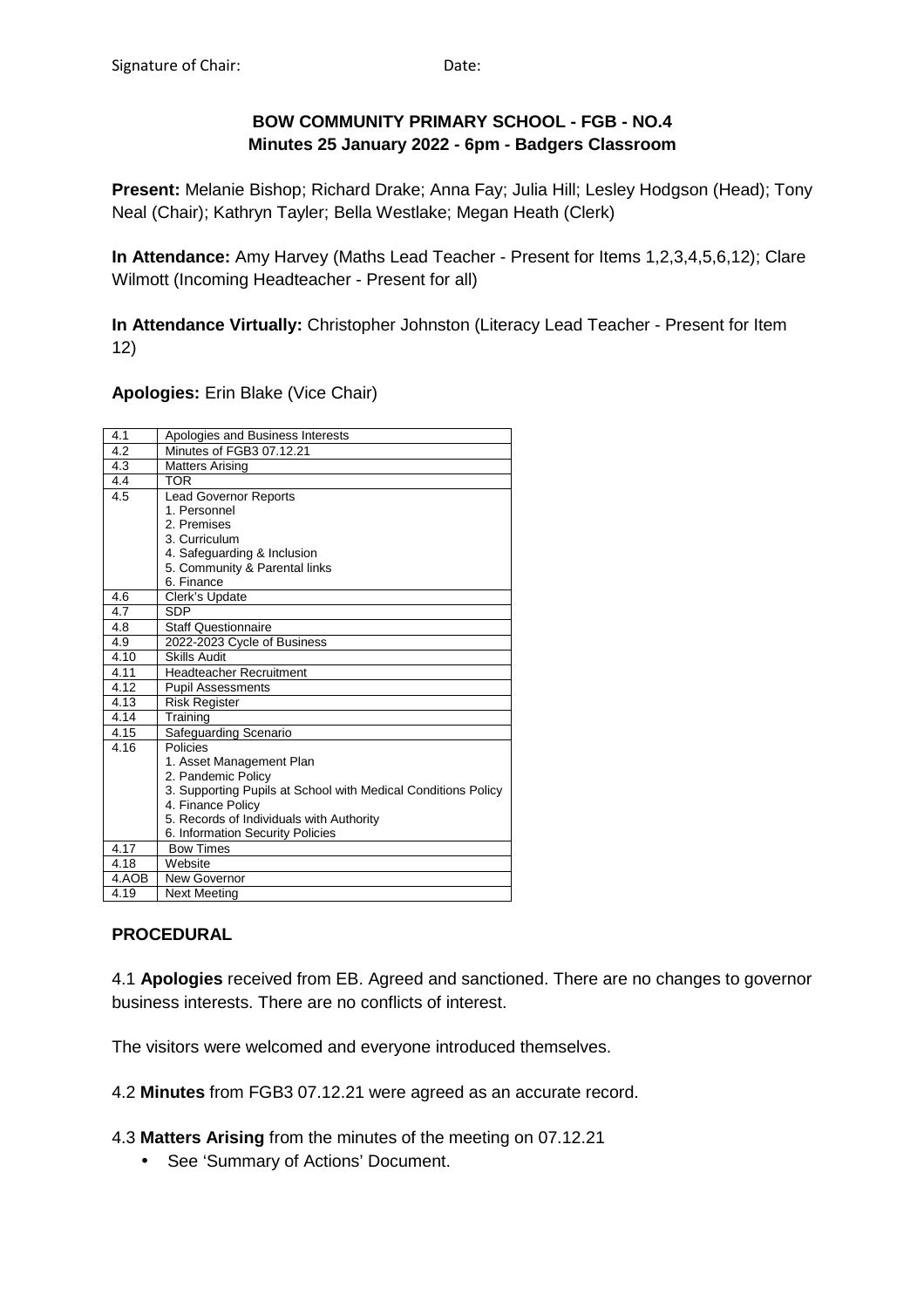Signature of Chair: Date:

**BOW COMMUNITY PRIMARY SCHOOL - FGB - NO.4**
**Minutes 25 January 2022 - 6pm - Badgers Classroom**

**Present:** Melanie Bishop; Richard Drake; Anna Fay; Julia Hill; Lesley Hodgson (Head); Tony Neal (Chair); Kathryn Tayler; Bella Westlake; Megan Heath (Clerk)

**In Attendance:** Amy Harvey (Maths Lead Teacher - Present for Items 1,2,3,4,5,6,12); Clare Wilmott (Incoming Headteacher - Present for all)

**In Attendance Virtually:** Christopher Johnston (Literacy Lead Teacher - Present for Item 12)

**Apologies:** Erin Blake (Vice Chair)

| | |
|---|---|
| 4.1 | Apologies and Business Interests |
| 4.2 | Minutes of FGB3 07.12.21 |
| 4.3 | Matters Arising |
| 4.4 | TOR |
| 4.5 | Lead Governor Reports<br>1. Personnel<br>2. Premises<br>3. Curriculum<br>4. Safeguarding & Inclusion<br>5. Community & Parental links<br>6. Finance |
| 4.6 | Clerk's Update |
| 4.7 | SDP |
| 4.8 | Staff Questionnaire |
| 4.9 | 2022-2023 Cycle of Business |
| 4.10 | Skills Audit |
| 4.11 | Headteacher Recruitment |
| 4.12 | Pupil Assessments |
| 4.13 | Risk Register |
| 4.14 | Training |
| 4.15 | Safeguarding Scenario |
| 4.16 | Policies<br>1. Asset Management Plan<br>2. Pandemic Policy<br>3. Supporting Pupils at School with Medical Conditions Policy<br>4. Finance Policy<br>5. Records of Individuals with Authority<br>6. Information Security Policies |
| 4.17 | Bow Times |
| 4.18 | Website |
| 4.AOB | New Governor |
| 4.19 | Next Meeting |

**PROCEDURAL**

4.1 **Apologies** received from EB. Agreed and sanctioned. There are no changes to governor business interests. There are no conflicts of interest.

The visitors were welcomed and everyone introduced themselves.

4.2 **Minutes** from FGB3 07.12.21 were agreed as an accurate record.

4.3 **Matters Arising** from the minutes of the meeting on 07.12.21

- See 'Summary of Actions' Document.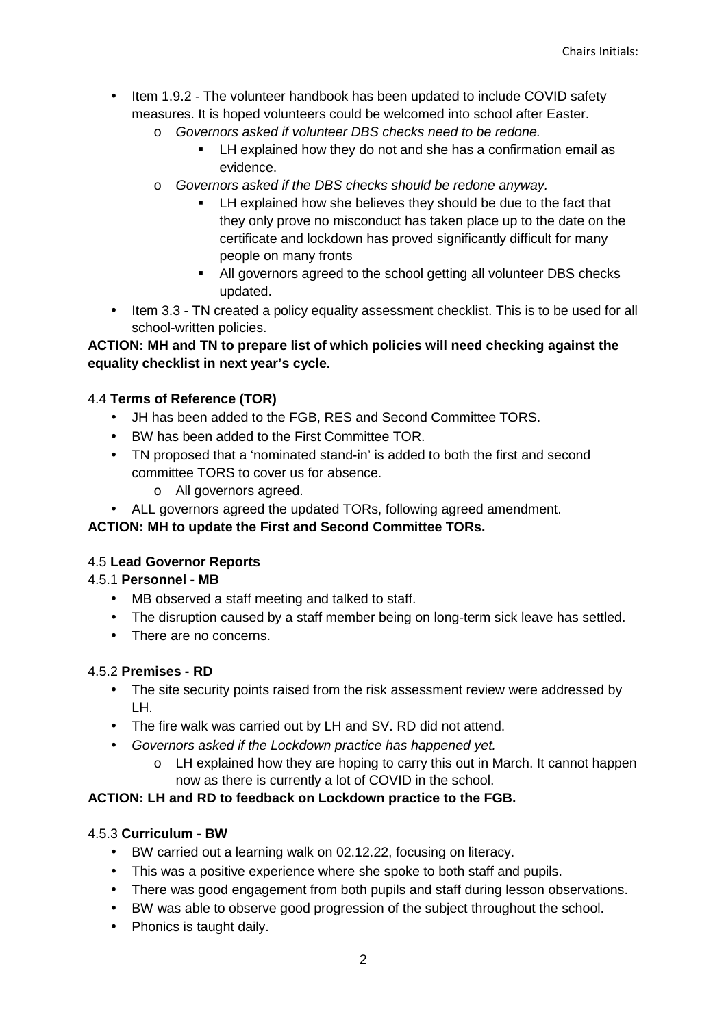- Item 1.9.2 - The volunteer handbook has been updated to include COVID safety measures. It is hoped volunteers could be welcomed into school after Easter.
    - *Governors asked if volunteer DBS checks need to be redone.*
        - LH explained how they do not and she has a confirmation email as evidence.
    - *Governors asked if the DBS checks should be redone anyway.*
        - LH explained how she believes they should be due to the fact that they only prove no misconduct has taken place up to the date on the certificate and lockdown has proved significantly difficult for many people on many fronts
        - All governors agreed to the school getting all volunteer DBS checks updated.
- Item 3.3 - TN created a policy equality assessment checklist. This is to be used for all school-written policies.

**ACTION: MH and TN to prepare list of which policies will need checking against the equality checklist in next year's cycle.**

4.4 **Terms of Reference (TOR)**

- JH has been added to the FGB, RES and Second Committee TORS.
- BW has been added to the First Committee TOR.
- TN proposed that a 'nominated stand-in' is added to both the first and second committee TORS to cover us for absence.
    - All governors agreed.
- ALL governors agreed the updated TORs, following agreed amendment.

**ACTION: MH to update the First and Second Committee TORs.**

4.5 **Lead Governor Reports**

4.5.1 **Personnel - MB**

- MB observed a staff meeting and talked to staff.
- The disruption caused by a staff member being on long-term sick leave has settled.
- There are no concerns.

4.5.2 **Premises - RD**

- The site security points raised from the risk assessment review were addressed by LH.
- The fire walk was carried out by LH and SV. RD did not attend.
- *Governors asked if the Lockdown practice has happened yet.*
    - LH explained how they are hoping to carry this out in March. It cannot happen now as there is currently a lot of COVID in the school.

**ACTION: LH and RD to feedback on Lockdown practice to the FGB.**

4.5.3 **Curriculum - BW**

- BW carried out a learning walk on 02.12.22, focusing on literacy.
- This was a positive experience where she spoke to both staff and pupils.
- There was good engagement from both pupils and staff during lesson observations.
- BW was able to observe good progression of the subject throughout the school.
- Phonics is taught daily.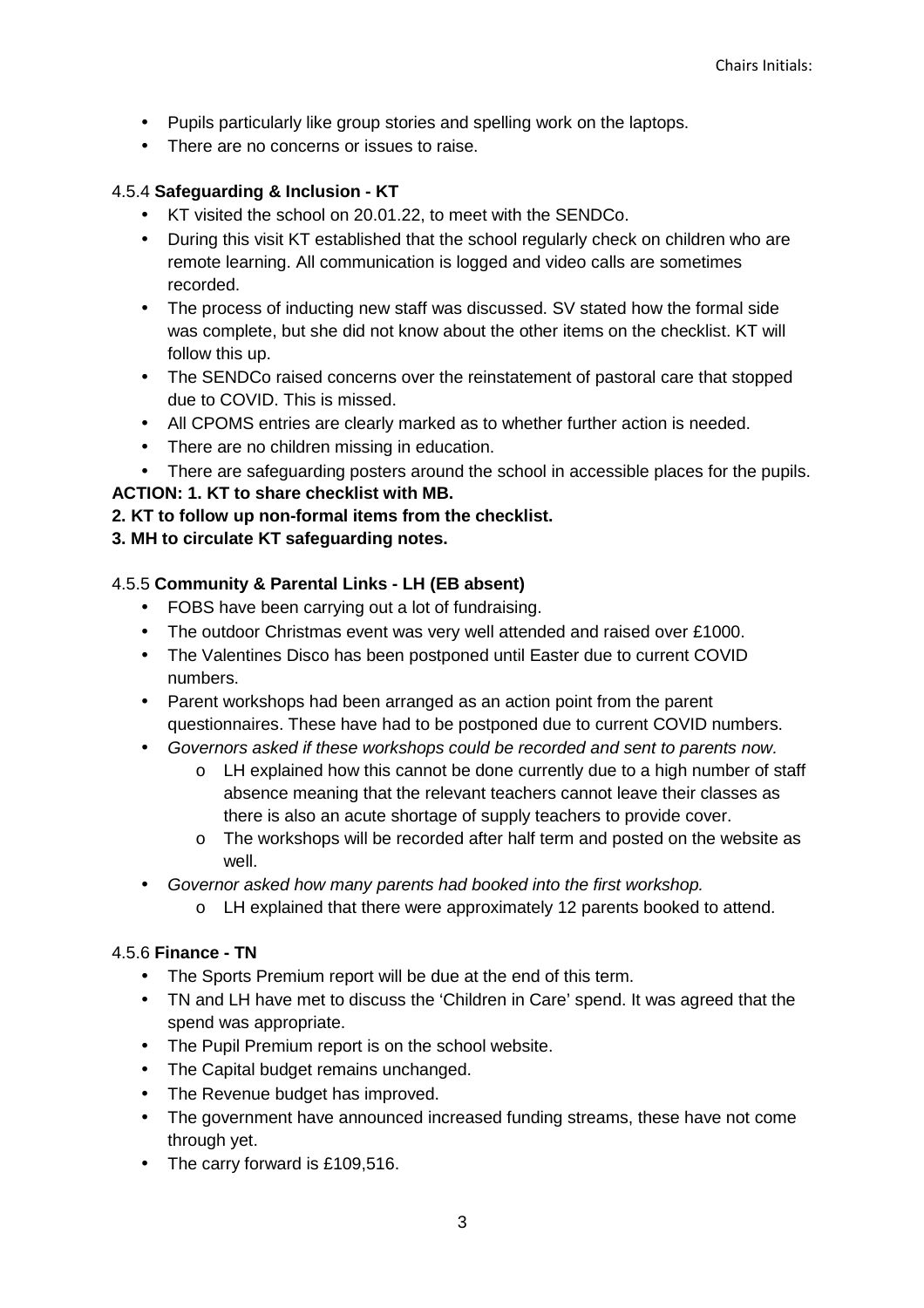- Pupils particularly like group stories and spelling work on the laptops.
- There are no concerns or issues to raise.

4.5.4 **Safeguarding & Inclusion - KT**

- KT visited the school on 20.01.22, to meet with the SENDCo.
- During this visit KT established that the school regularly check on children who are remote learning. All communication is logged and video calls are sometimes recorded.
- The process of inducting new staff was discussed. SV stated how the formal side was complete, but she did not know about the other items on the checklist. KT will follow this up.
- The SENDCo raised concerns over the reinstatement of pastoral care that stopped due to COVID. This is missed.
- All CPOMS entries are clearly marked as to whether further action is needed.
- There are no children missing in education.
- There are safeguarding posters around the school in accessible places for the pupils.

**ACTION: 1. KT to share checklist with MB.**
**2. KT to follow up non-formal items from the checklist.**
**3. MH to circulate KT safeguarding notes.**

4.5.5 **Community & Parental Links - LH (EB absent)**

- FOBS have been carrying out a lot of fundraising.
- The outdoor Christmas event was very well attended and raised over £1000.
- The Valentines Disco has been postponed until Easter due to current COVID numbers.
- Parent workshops had been arranged as an action point from the parent questionnaires. These have had to be postponed due to current COVID numbers.
- *Governors asked if these workshops could be recorded and sent to parents now.*
    - LH explained how this cannot be done currently due to a high number of staff absence meaning that the relevant teachers cannot leave their classes as there is also an acute shortage of supply teachers to provide cover.
    - The workshops will be recorded after half term and posted on the website as well.
- *Governor asked how many parents had booked into the first workshop.*
    - LH explained that there were approximately 12 parents booked to attend.

4.5.6 **Finance - TN**

- The Sports Premium report will be due at the end of this term.
- TN and LH have met to discuss the 'Children in Care' spend. It was agreed that the spend was appropriate.
- The Pupil Premium report is on the school website.
- The Capital budget remains unchanged.
- The Revenue budget has improved.
- The government have announced increased funding streams, these have not come through yet.
- The carry forward is £109,516.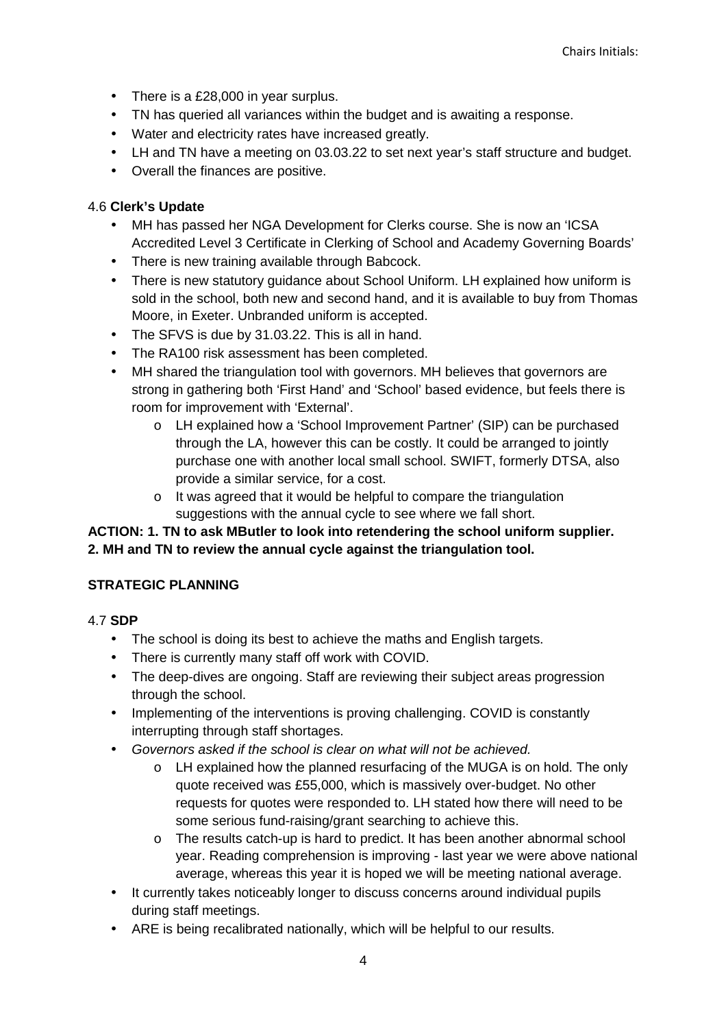- There is a £28,000 in year surplus.
- TN has queried all variances within the budget and is awaiting a response.
- Water and electricity rates have increased greatly.
- LH and TN have a meeting on 03.03.22 to set next year's staff structure and budget.
- Overall the finances are positive.

4.6 **Clerk's Update**

- MH has passed her NGA Development for Clerks course. She is now an 'ICSA Accredited Level 3 Certificate in Clerking of School and Academy Governing Boards'
- There is new training available through Babcock.
- There is new statutory guidance about School Uniform. LH explained how uniform is sold in the school, both new and second hand, and it is available to buy from Thomas Moore, in Exeter. Unbranded uniform is accepted.
- The SFVS is due by 31.03.22. This is all in hand.
- The RA100 risk assessment has been completed.
- MH shared the triangulation tool with governors. MH believes that governors are strong in gathering both 'First Hand' and 'School' based evidence, but feels there is room for improvement with 'External'.
    - LH explained how a 'School Improvement Partner' (SIP) can be purchased through the LA, however this can be costly. It could be arranged to jointly purchase one with another local small school. SWIFT, formerly DTSA, also provide a similar service, for a cost.
    - It was agreed that it would be helpful to compare the triangulation suggestions with the annual cycle to see where we fall short.

**ACTION: 1. TN to ask MButler to look into retendering the school uniform supplier.**
**2. MH and TN to review the annual cycle against the triangulation tool.**

**STRATEGIC PLANNING**

4.7 **SDP**

- The school is doing its best to achieve the maths and English targets.
- There is currently many staff off work with COVID.
- The deep-dives are ongoing. Staff are reviewing their subject areas progression through the school.
- Implementing of the interventions is proving challenging. COVID is constantly interrupting through staff shortages.
- *Governors asked if the school is clear on what will not be achieved.*
    - LH explained how the planned resurfacing of the MUGA is on hold. The only quote received was £55,000, which is massively over-budget. No other requests for quotes were responded to. LH stated how there will need to be some serious fund-raising/grant searching to achieve this.
    - The results catch-up is hard to predict. It has been another abnormal school year. Reading comprehension is improving - last year we were above national average, whereas this year it is hoped we will be meeting national average.
- It currently takes noticeably longer to discuss concerns around individual pupils during staff meetings.
- ARE is being recalibrated nationally, which will be helpful to our results.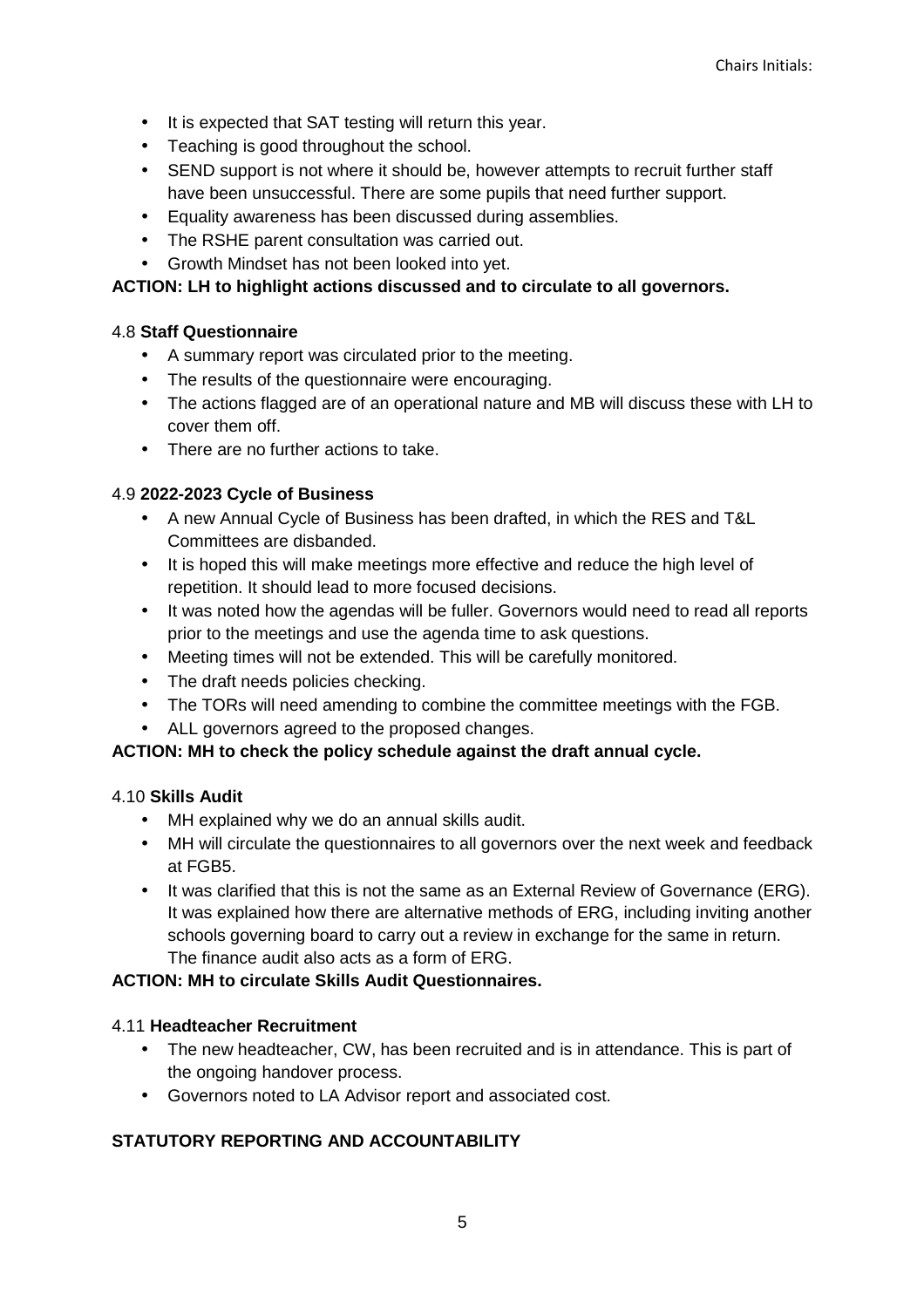- It is expected that SAT testing will return this year.
- Teaching is good throughout the school.
- SEND support is not where it should be, however attempts to recruit further staff have been unsuccessful. There are some pupils that need further support.
- Equality awareness has been discussed during assemblies.
- The RSHE parent consultation was carried out.
- Growth Mindset has not been looked into yet.

**ACTION: LH to highlight actions discussed and to circulate to all governors.**

4.8 **Staff Questionnaire**

- A summary report was circulated prior to the meeting.
- The results of the questionnaire were encouraging.
- The actions flagged are of an operational nature and MB will discuss these with LH to cover them off.
- There are no further actions to take.

4.9 **2022-2023 Cycle of Business**

- A new Annual Cycle of Business has been drafted, in which the RES and T&L Committees are disbanded.
- It is hoped this will make meetings more effective and reduce the high level of repetition. It should lead to more focused decisions.
- It was noted how the agendas will be fuller. Governors would need to read all reports prior to the meetings and use the agenda time to ask questions.
- Meeting times will not be extended. This will be carefully monitored.
- The draft needs policies checking.
- The TORs will need amending to combine the committee meetings with the FGB.
- ALL governors agreed to the proposed changes.

**ACTION: MH to check the policy schedule against the draft annual cycle.**

4.10 **Skills Audit**

- MH explained why we do an annual skills audit.
- MH will circulate the questionnaires to all governors over the next week and feedback at FGB5.
- It was clarified that this is not the same as an External Review of Governance (ERG). It was explained how there are alternative methods of ERG, including inviting another schools governing board to carry out a review in exchange for the same in return. The finance audit also acts as a form of ERG.

**ACTION: MH to circulate Skills Audit Questionnaires.**

4.11 **Headteacher Recruitment**

- The new headteacher, CW, has been recruited and is in attendance. This is part of the ongoing handover process.
- Governors noted to LA Advisor report and associated cost.

**STATUTORY REPORTING AND ACCOUNTABILITY**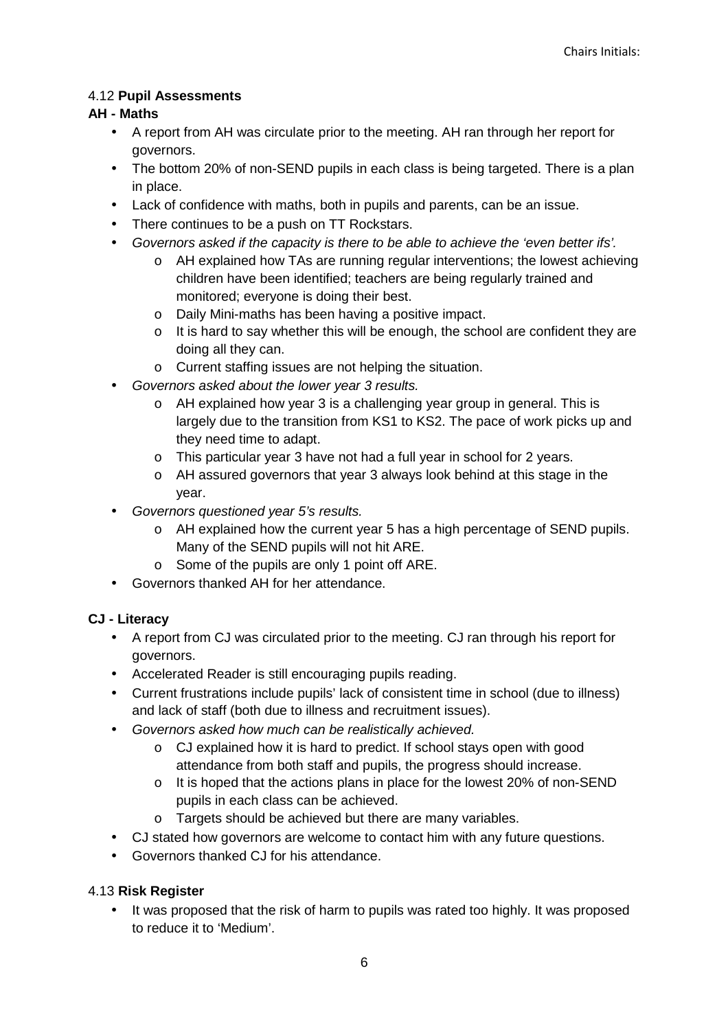4.12 **Pupil Assessments**

**AH - Maths**

- A report from AH was circulate prior to the meeting. AH ran through her report for governors.
- The bottom 20% of non-SEND pupils in each class is being targeted. There is a plan in place.
- Lack of confidence with maths, both in pupils and parents, can be an issue.
- There continues to be a push on TT Rockstars.
- *Governors asked if the capacity is there to be able to achieve the 'even better ifs'.*
    - AH explained how TAs are running regular interventions; the lowest achieving children have been identified; teachers are being regularly trained and monitored; everyone is doing their best.
    - Daily Mini-maths has been having a positive impact.
    - It is hard to say whether this will be enough, the school are confident they are doing all they can.
    - Current staffing issues are not helping the situation.
- *Governors asked about the lower year 3 results.*
    - AH explained how year 3 is a challenging year group in general. This is largely due to the transition from KS1 to KS2. The pace of work picks up and they need time to adapt.
    - This particular year 3 have not had a full year in school for 2 years.
    - AH assured governors that year 3 always look behind at this stage in the year.
- *Governors questioned year 5's results.*
    - AH explained how the current year 5 has a high percentage of SEND pupils. Many of the SEND pupils will not hit ARE.
    - Some of the pupils are only 1 point off ARE.
- Governors thanked AH for her attendance.

**CJ - Literacy**

- A report from CJ was circulated prior to the meeting. CJ ran through his report for governors.
- Accelerated Reader is still encouraging pupils reading.
- Current frustrations include pupils' lack of consistent time in school (due to illness) and lack of staff (both due to illness and recruitment issues).
- *Governors asked how much can be realistically achieved.*
    - CJ explained how it is hard to predict. If school stays open with good attendance from both staff and pupils, the progress should increase.
    - It is hoped that the actions plans in place for the lowest 20% of non-SEND pupils in each class can be achieved.
    - Targets should be achieved but there are many variables.
- CJ stated how governors are welcome to contact him with any future questions.
- Governors thanked CJ for his attendance.

4.13 **Risk Register**

- It was proposed that the risk of harm to pupils was rated too highly. It was proposed to reduce it to 'Medium'.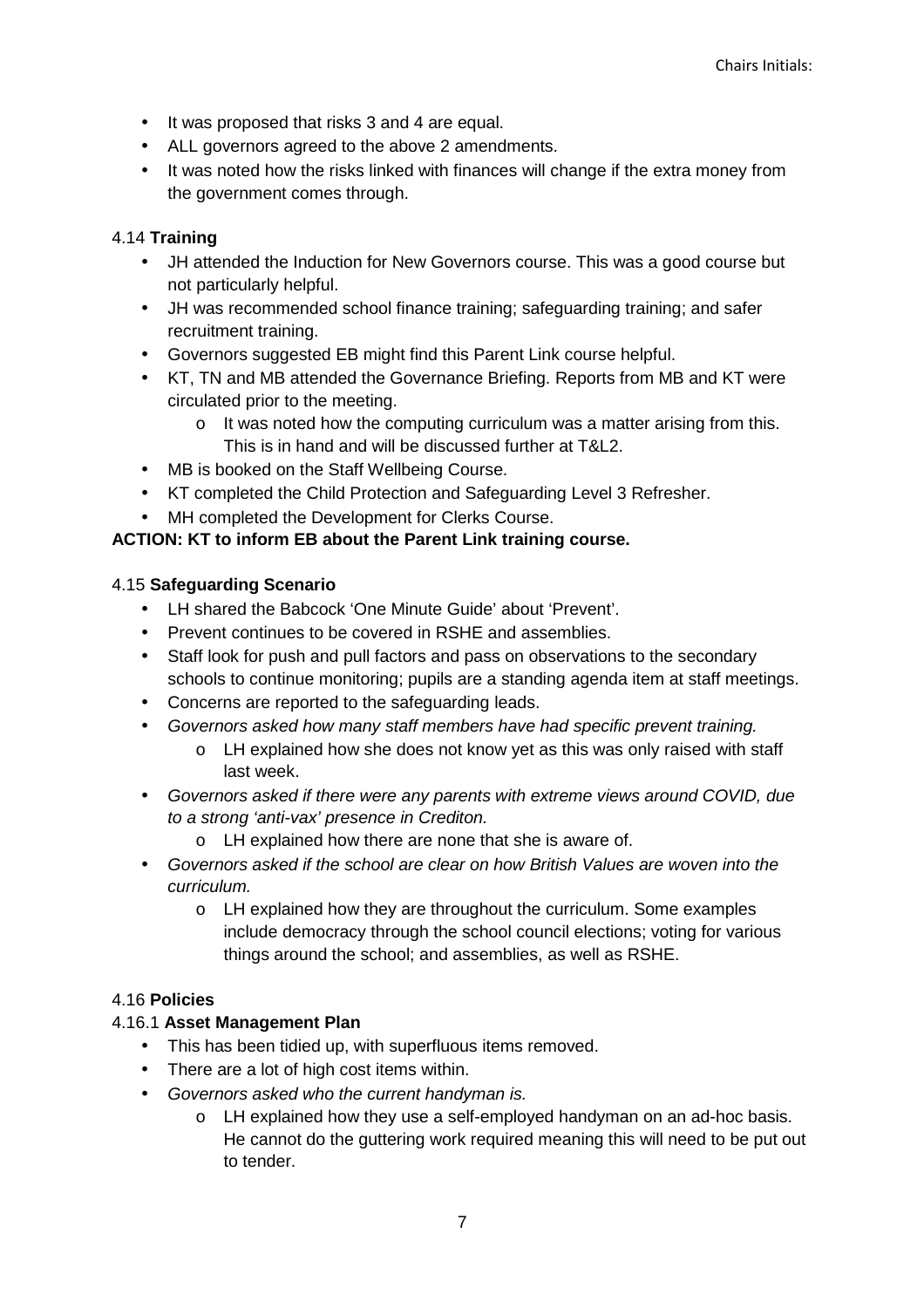- It was proposed that risks 3 and 4 are equal.
- ALL governors agreed to the above 2 amendments.
- It was noted how the risks linked with finances will change if the extra money from the government comes through.

4.14 **Training**

- JH attended the Induction for New Governors course. This was a good course but not particularly helpful.
- JH was recommended school finance training; safeguarding training; and safer recruitment training.
- Governors suggested EB might find this Parent Link course helpful.
- KT, TN and MB attended the Governance Briefing. Reports from MB and KT were circulated prior to the meeting.
  - It was noted how the computing curriculum was a matter arising from this. This is in hand and will be discussed further at T&L2.
- MB is booked on the Staff Wellbeing Course.
- KT completed the Child Protection and Safeguarding Level 3 Refresher.
- MH completed the Development for Clerks Course.

**ACTION: KT to inform EB about the Parent Link training course.**

4.15 **Safeguarding Scenario**

- LH shared the Babcock 'One Minute Guide' about 'Prevent'.
- Prevent continues to be covered in RSHE and assemblies.
- Staff look for push and pull factors and pass on observations to the secondary schools to continue monitoring; pupils are a standing agenda item at staff meetings.
- Concerns are reported to the safeguarding leads.
- *Governors asked how many staff members have had specific prevent training.*
  - LH explained how she does not know yet as this was only raised with staff last week.
- *Governors asked if there were any parents with extreme views around COVID, due to a strong 'anti-vax' presence in Crediton.*
  - LH explained how there are none that she is aware of.
- *Governors asked if the school are clear on how British Values are woven into the curriculum.*
  - LH explained how they are throughout the curriculum. Some examples include democracy through the school council elections; voting for various things around the school; and assemblies, as well as RSHE.

4.16 **Policies**

4.16.1 **Asset Management Plan**

- This has been tidied up, with superfluous items removed.
- There are a lot of high cost items within.
- *Governors asked who the current handyman is.*
  - LH explained how they use a self-employed handyman on an ad-hoc basis. He cannot do the guttering work required meaning this will need to be put out to tender.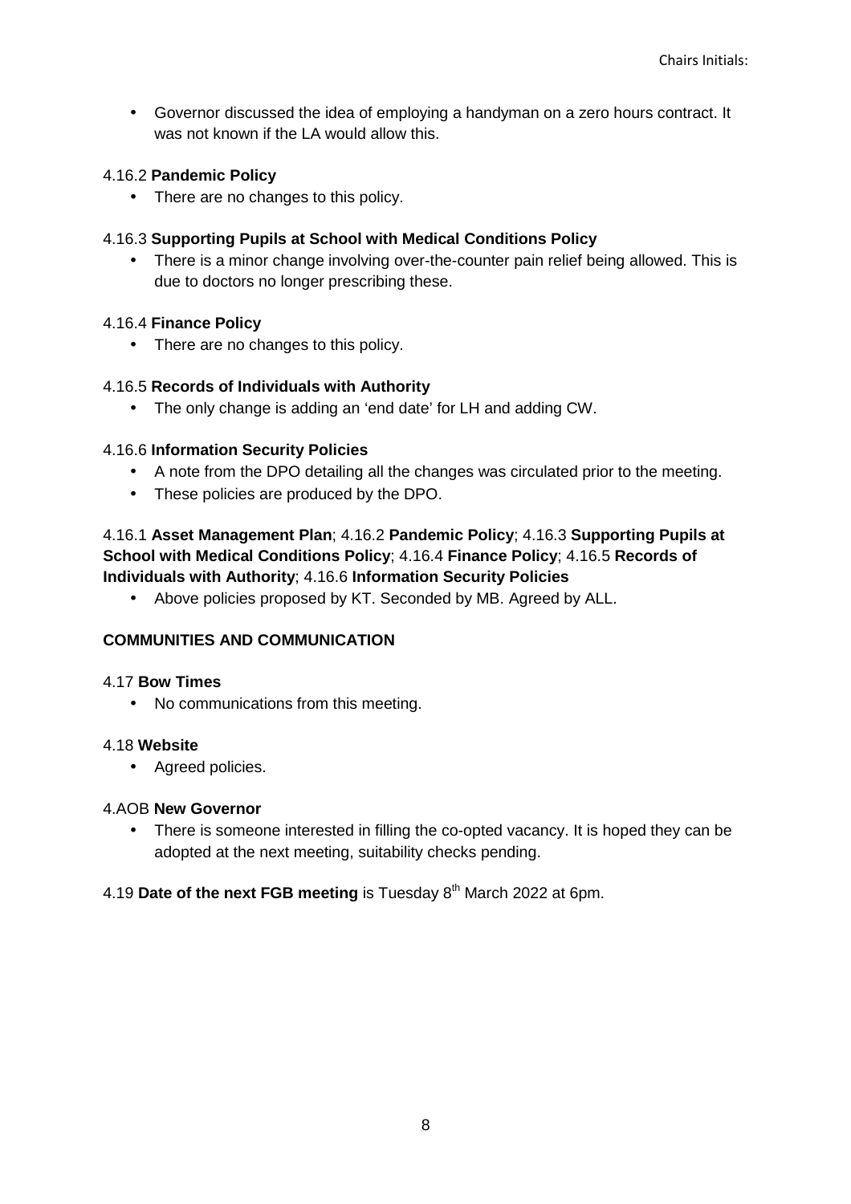- Governor discussed the idea of employing a handyman on a zero hours contract. It was not known if the LA would allow this.

4.16.2 **Pandemic Policy**

- There are no changes to this policy.

4.16.3 **Supporting Pupils at School with Medical Conditions Policy**

- There is a minor change involving over-the-counter pain relief being allowed. This is due to doctors no longer prescribing these.

4.16.4 **Finance Policy**

- There are no changes to this policy.

4.16.5 **Records of Individuals with Authority**

- The only change is adding an 'end date' for LH and adding CW.

4.16.6 **Information Security Policies**

- A note from the DPO detailing all the changes was circulated prior to the meeting.
- These policies are produced by the DPO.

4.16.1 **Asset Management Plan**; 4.16.2 **Pandemic Policy**; 4.16.3 **Supporting Pupils at School with Medical Conditions Policy**; 4.16.4 **Finance Policy**; 4.16.5 **Records of Individuals with Authority**; 4.16.6 **Information Security Policies**

- Above policies proposed by KT. Seconded by MB. Agreed by ALL.

**COMMUNITIES AND COMMUNICATION**

4.17 **Bow Times**

- No communications from this meeting.

4.18 **Website**

- Agreed policies.

4.AOB **New Governor**

- There is someone interested in filling the co-opted vacancy. It is hoped they can be adopted at the next meeting, suitability checks pending.

4.19 **Date of the next FGB meeting** is Tuesday 8th March 2022 at 6pm.